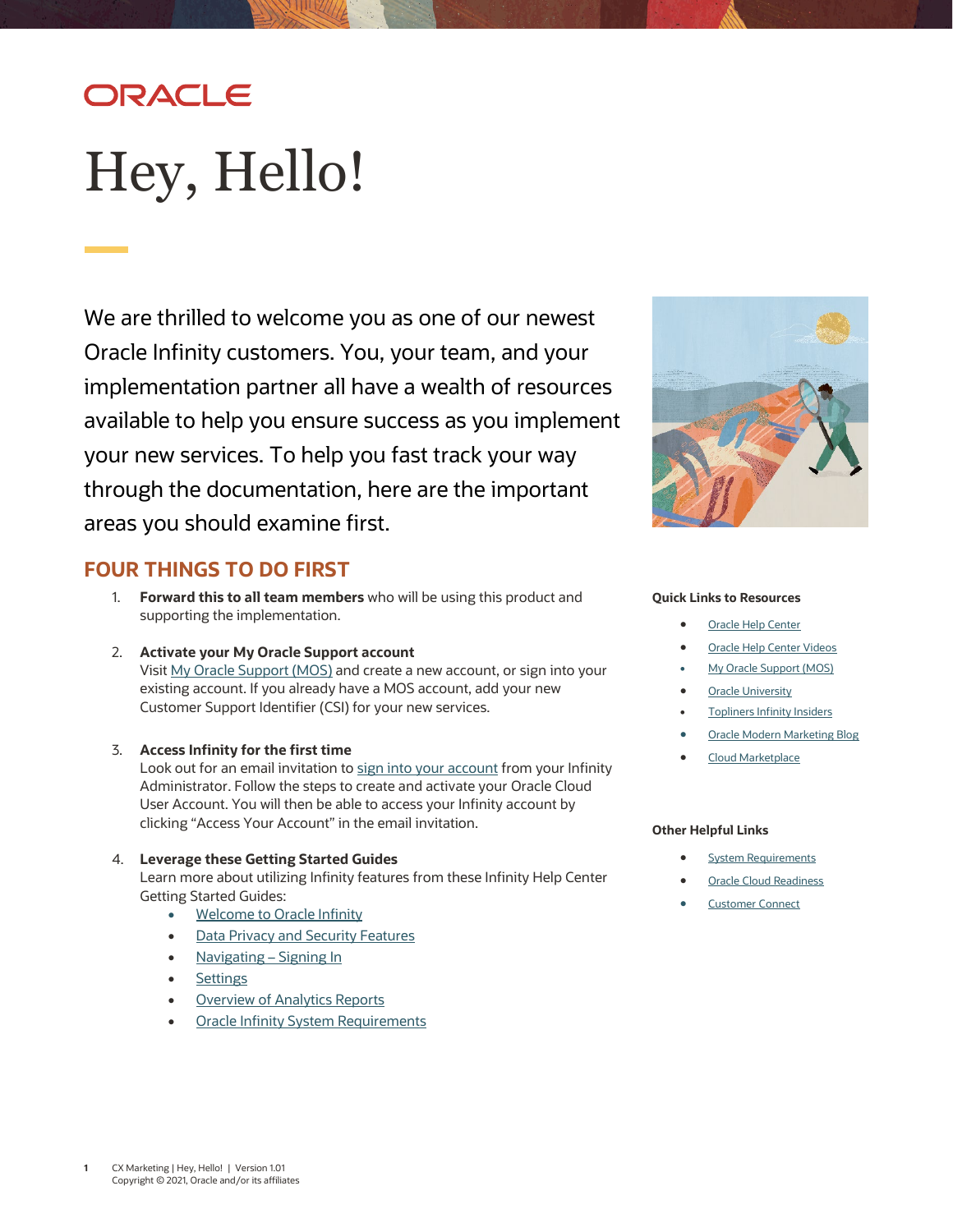# Hey, Hello!

We are thrilled to welcome you as one of our newest Oracle Infinity customers. You, your team, and your implementation partner all have a wealth of resources available to help you ensure success as you implement your new services. To help you fast track your way through the documentation, here are the important areas you should examine first.

## FOUR THINGS TO DO FIRST

1. **Forward this to all team members** who will be using this product and supporting the implementation.

2. **Activate your My Oracle Support account**
   Visit My Oracle Support (MOS) and create a new account, or sign into your existing account. If you already have a MOS account, add your new Customer Support Identifier (CSI) for your new services.

3. **Access Infinity for the first time**
   Look out for an email invitation to sign into your account from your Infinity Administrator. Follow the steps to create and activate your Oracle Cloud User Account. You will then be able to access your Infinity account by clicking "Access Your Account" in the email invitation.

4. **Leverage these Getting Started Guides**
   Learn more about utilizing Infinity features from these Infinity Help Center Getting Started Guides:
   - Welcome to Oracle Infinity
   - Data Privacy and Security Features
   - Navigating – Signing In
   - Settings
   - Overview of Analytics Reports
   - Oracle Infinity System Requirements

**Quick Links to Resources**

- Oracle Help Center
- Oracle Help Center Videos
- My Oracle Support (MOS)
- Oracle University
- Topliners Infinity Insiders
- Oracle Modern Marketing Blog
- Cloud Marketplace

**Other Helpful Links**

- System Requirements
- Oracle Cloud Readiness
- Customer Connect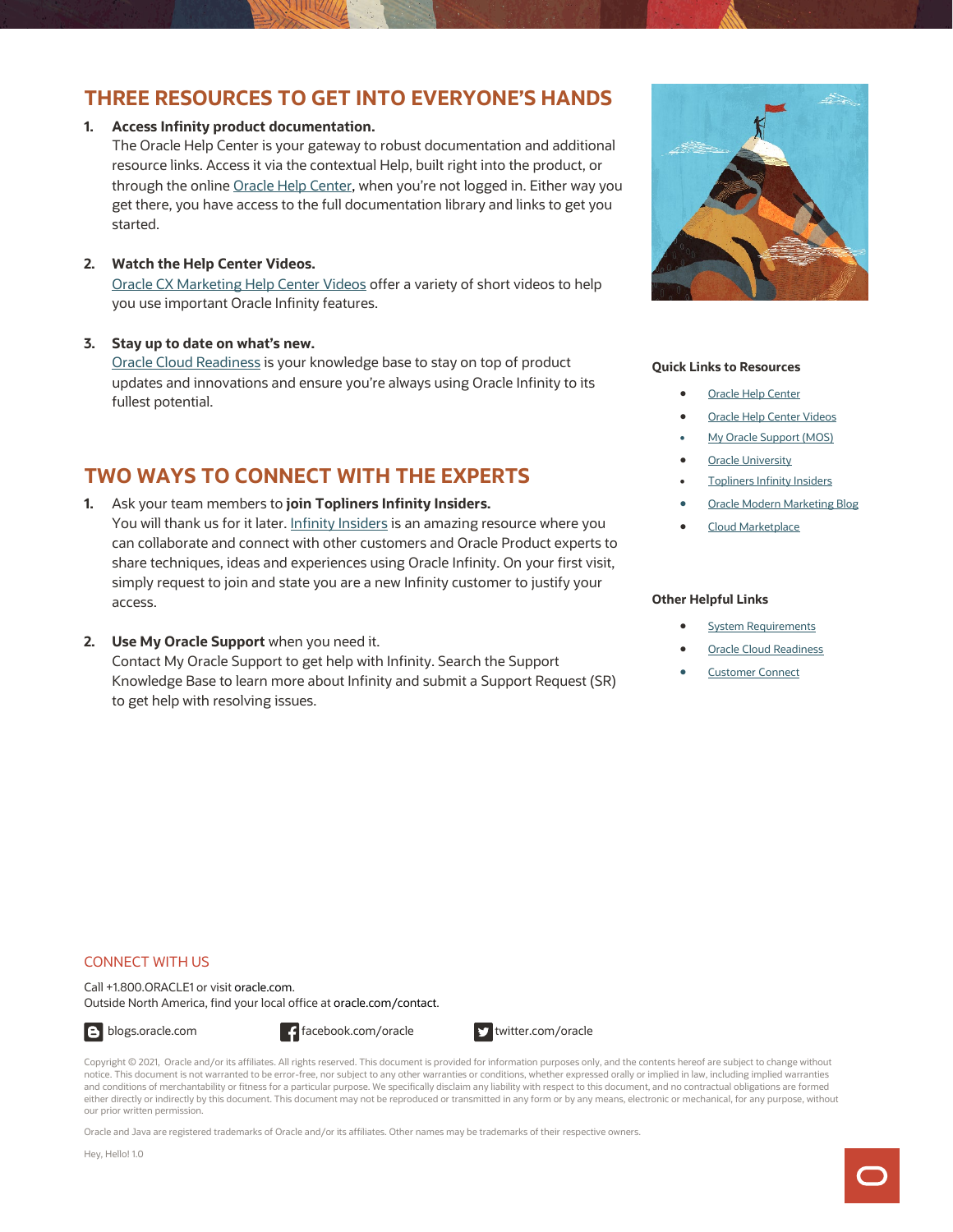## THREE RESOURCES TO GET INTO EVERYONE'S HANDS

1. **Access Infinity product documentation.**
   The Oracle Help Center is your gateway to robust documentation and additional resource links. Access it via the contextual Help, built right into the product, or through the online Oracle Help Center, when you're not logged in. Either way you get there, you have access to the full documentation library and links to get you started.

2. **Watch the Help Center Videos.**
   Oracle CX Marketing Help Center Videos offer a variety of short videos to help you use important Oracle Infinity features.

3. **Stay up to date on what's new.**
   Oracle Cloud Readiness is your knowledge base to stay on top of product updates and innovations and ensure you're always using Oracle Infinity to its fullest potential.

## TWO WAYS TO CONNECT WITH THE EXPERTS

1. Ask your team members to **join Topliners Infinity Insiders.**
   You will thank us for it later. Infinity Insiders is an amazing resource where you can collaborate and connect with other customers and Oracle Product experts to share techniques, ideas and experiences using Oracle Infinity. On your first visit, simply request to join and state you are a new Infinity customer to justify your access.

2. **Use My Oracle Support** when you need it.
   Contact My Oracle Support to get help with Infinity. Search the Support Knowledge Base to learn more about Infinity and submit a Support Request (SR) to get help with resolving issues.

### Quick Links to Resources

- Oracle Help Center
- Oracle Help Center Videos
- My Oracle Support (MOS)
- Oracle University
- Topliners Infinity Insiders
- Oracle Modern Marketing Blog
- Cloud Marketplace

### Other Helpful Links

- System Requirements
- Oracle Cloud Readiness
- Customer Connect

## CONNECT WITH US

Call +1.800.ORACLE1 or visit oracle.com.
Outside North America, find your local office at oracle.com/contact.

blogs.oracle.com    facebook.com/oracle    twitter.com/oracle

Copyright © 2021, Oracle and/or its affiliates. All rights reserved. This document is provided for information purposes only, and the contents hereof are subject to change without notice. This document is not warranted to be error-free, nor subject to any other warranties or conditions, whether expressed orally or implied in law, including implied warranties and conditions of merchantability or fitness for a particular purpose. We specifically disclaim any liability with respect to this document, and no contractual obligations are formed either directly or indirectly by this document. This document may not be reproduced or transmitted in any form or by any means, electronic or mechanical, for any purpose, without our prior written permission.

Oracle and Java are registered trademarks of Oracle and/or its affiliates. Other names may be trademarks of their respective owners.

Hey, Hello! 1.0